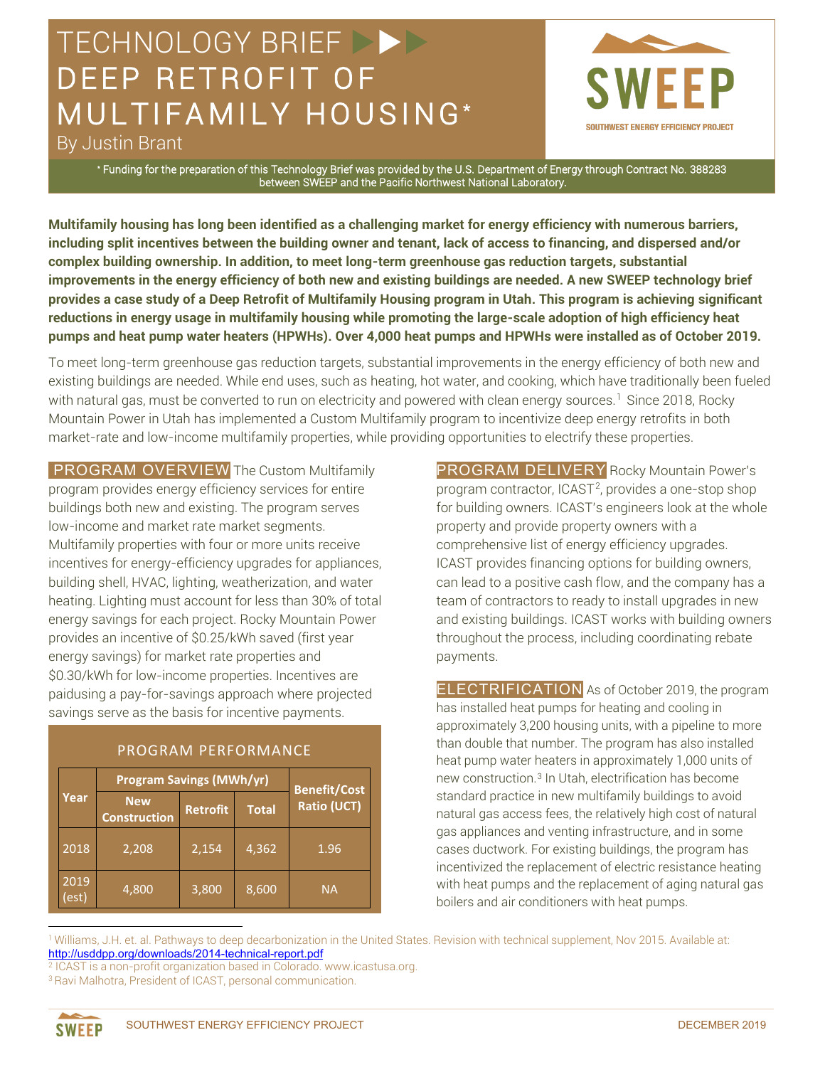# TECHNOLOGY BRIEF

# DEEP RETROFIT OF MULTIFAMILY HOUSING*

By Justin Brant

SWEEP
SOUTHWEST ENERGY EFFICIENCY PROJECT

* Funding for the preparation of this Technology Brief was provided by the U.S. Department of Energy through Contract No. 388283 between SWEEP and the Pacific Northwest National Laboratory.

**Multifamily housing has long been identified as a challenging market for energy efficiency with numerous barriers, including split incentives between the building owner and tenant, lack of access to financing, and dispersed and/or complex building ownership. In addition, to meet long-term greenhouse gas reduction targets, substantial improvements in the energy efficiency of both new and existing buildings are needed. A new SWEEP technology brief provides a case study of a Deep Retrofit of Multifamily Housing program in Utah. This program is achieving significant reductions in energy usage in multifamily housing while promoting the large-scale adoption of high efficiency heat pumps and heat pump water heaters (HPWHs). Over 4,000 heat pumps and HPWHs were installed as of October 2019.**

To meet long-term greenhouse gas reduction targets, substantial improvements in the energy efficiency of both new and existing buildings are needed. While end uses, such as heating, hot water, and cooking, which have traditionally been fueled with natural gas, must be converted to run on electricity and powered with clean energy sources.[1] Since 2018, Rocky Mountain Power in Utah has implemented a Custom Multifamily program to incentivize deep energy retrofits in both market-rate and low-income multifamily properties, while providing opportunities to electrify these properties.

**PROGRAM OVERVIEW** The Custom Multifamily program provides energy efficiency services for entire buildings both new and existing. The program serves low-income and market rate market segments. Multifamily properties with four or more units receive incentives for energy-efficiency upgrades for appliances, building shell, HVAC, lighting, weatherization, and water heating. Lighting must account for less than 30% of total energy savings for each project. Rocky Mountain Power provides an incentive of $0.25/kWh saved (first year energy savings) for market rate properties and $0.30/kWh for low-income properties. Incentives are paidusing a pay-for-savings approach where projected savings serve as the basis for incentive payments.

**PROGRAM PERFORMANCE**

| Year | Program Savings (MWh/yr) | | | Benefit/Cost Ratio (UCT) |
|---|---|---|---|---|
| | New Construction | Retrofit | Total | |
| 2018 | 2,208 | 2,154 | 4,362 | 1.96 |
| 2019 (est) | 4,800 | 3,800 | 8,600 | NA |

**PROGRAM DELIVERY** Rocky Mountain Power's program contractor, ICAST[2], provides a one-stop shop for building owners. ICAST's engineers look at the whole property and provide property owners with a comprehensive list of energy efficiency upgrades. ICAST provides financing options for building owners, can lead to a positive cash flow, and the company has a team of contractors to ready to install upgrades in new and existing buildings. ICAST works with building owners throughout the process, including coordinating rebate payments.

**ELECTRIFICATION** As of October 2019, the program has installed heat pumps for heating and cooling in approximately 3,200 housing units, with a pipeline to more than double that number. The program has also installed heat pump water heaters in approximately 1,000 units of new construction.[3] In Utah, electrification has become standard practice in new multifamily buildings to avoid natural gas access fees, the relatively high cost of natural gas appliances and venting infrastructure, and in some cases ductwork. For existing buildings, the program has incentivized the replacement of electric resistance heating with heat pumps and the replacement of aging natural gas boilers and air conditioners with heat pumps.

---

[1] Williams, J.H. et. al. Pathways to deep decarbonization in the United States. Revision with technical supplement, Nov 2015. Available at: http://usddpp.org/downloads/2014-technical-report.pdf

[2] ICAST is a non-profit organization based in Colorado. www.icastusa.org.

[3] Ravi Malhotra, President of ICAST, personal communication.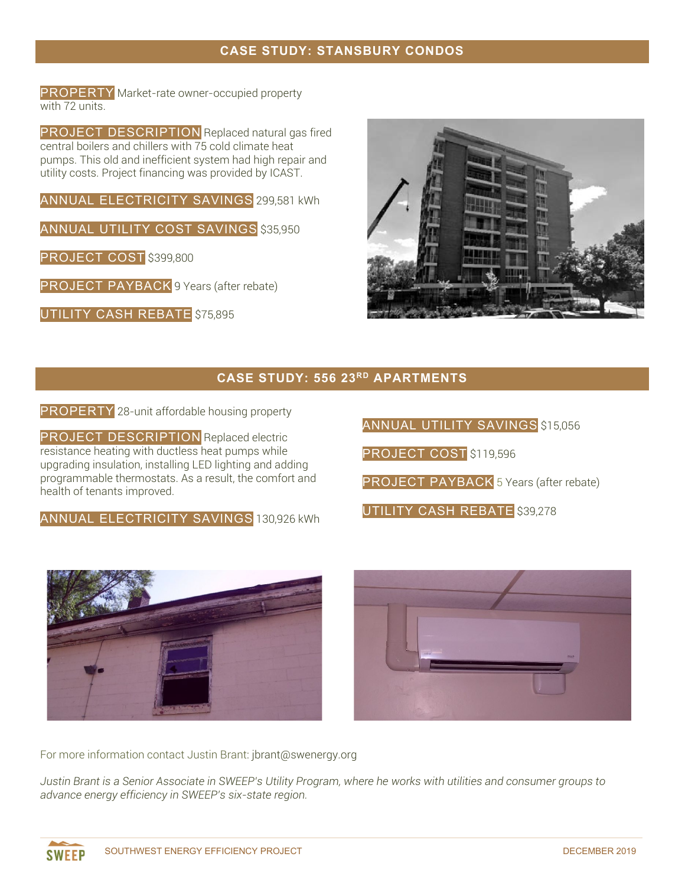## CASE STUDY: STANSBURY CONDOS

**PROPERTY** Market-rate owner-occupied property with 72 units.

**PROJECT DESCRIPTION** Replaced natural gas fired central boilers and chillers with 75 cold climate heat pumps. This old and inefficient system had high repair and utility costs. Project financing was provided by ICAST.

**ANNUAL ELECTRICITY SAVINGS** 299,581 kWh

**ANNUAL UTILITY COST SAVINGS** $35,950

**PROJECT COST** $399,800

**PROJECT PAYBACK** 9 Years (after rebate)

**UTILITY CASH REBATE** $75,895

## CASE STUDY: 556 23RD APARTMENTS

**PROPERTY** 28-unit affordable housing property

**PROJECT DESCRIPTION** Replaced electric resistance heating with ductless heat pumps while upgrading insulation, installing LED lighting and adding programmable thermostats. As a result, the comfort and health of tenants improved.

**ANNUAL ELECTRICITY SAVINGS** 130,926 kWh

**ANNUAL UTILITY SAVINGS** $15,056

**PROJECT COST** $119,596

**PROJECT PAYBACK** 5 Years (after rebate)

**UTILITY CASH REBATE** $39,278

For more information contact Justin Brant: jbrant@swenergy.org

*Justin Brant is a Senior Associate in SWEEP's Utility Program, where he works with utilities and consumer groups to advance energy efficiency in SWEEP's six-state region.*